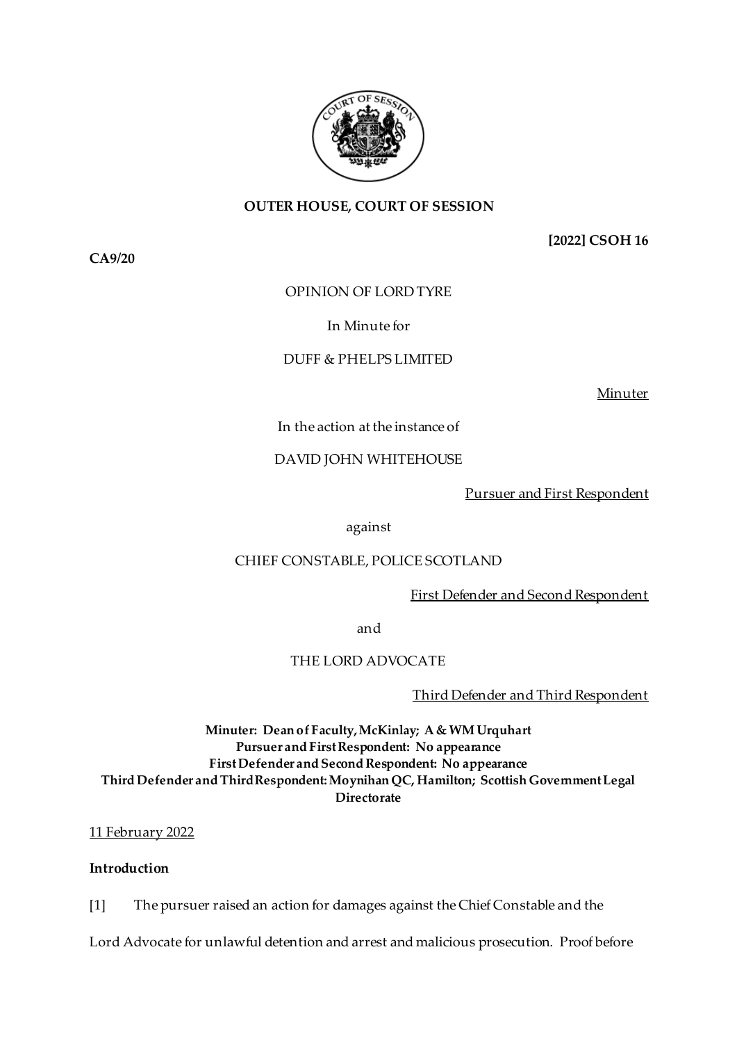**OUTER HOUSE, COURT OF SESSION**

**[2022] CSOH 16**

**CA9/20**

OPINION OF LORD TYRE

In Minute for

DUFF & PHELPS LIMITED

Minuter

In the action at the instance of

DAVID JOHN WHITEHOUSE

Pursuer and First Respondent

against

CHIEF CONSTABLE, POLICE SCOTLAND

First Defender and Second Respondent

and

THE LORD ADVOCATE

Third Defender and Third Respondent

**Minuter: Dean of Faculty, McKinlay; A & WM Urquhart**
**Pursuer and First Respondent: No appearance**
**First Defender and Second Respondent: No appearance**
**Third Defender and Third Respondent: Moynihan QC, Hamilton; Scottish Government Legal Directorate**

11 February 2022

**Introduction**

[1] The pursuer raised an action for damages against the Chief Constable and the Lord Advocate for unlawful detention and arrest and malicious prosecution. Proof before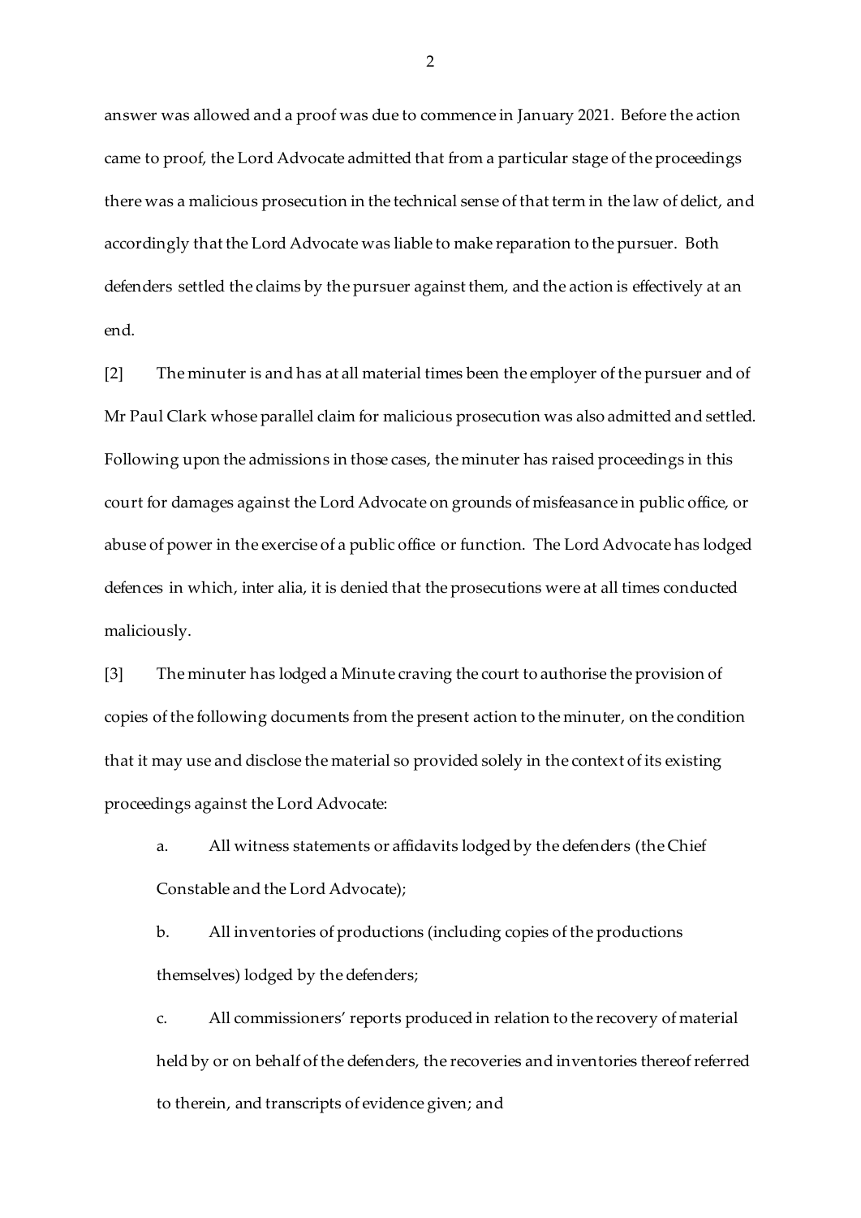answer was allowed and a proof was due to commence in January 2021. Before the action came to proof, the Lord Advocate admitted that from a particular stage of the proceedings there was a malicious prosecution in the technical sense of that term in the law of delict, and accordingly that the Lord Advocate was liable to make reparation to the pursuer. Both defenders settled the claims by the pursuer against them, and the action is effectively at an end.

[2] The minuter is and has at all material times been the employer of the pursuer and of Mr Paul Clark whose parallel claim for malicious prosecution was also admitted and settled. Following upon the admissions in those cases, the minuter has raised proceedings in this court for damages against the Lord Advocate on grounds of misfeasance in public office, or abuse of power in the exercise of a public office or function. The Lord Advocate has lodged defences in which, inter alia, it is denied that the prosecutions were at all times conducted maliciously.

[3] The minuter has lodged a Minute craving the court to authorise the provision of copies of the following documents from the present action to the minuter, on the condition that it may use and disclose the material so provided solely in the context of its existing proceedings against the Lord Advocate:

a. All witness statements or affidavits lodged by the defenders (the Chief Constable and the Lord Advocate);

b. All inventories of productions (including copies of the productions themselves) lodged by the defenders;

c. All commissioners' reports produced in relation to the recovery of material held by or on behalf of the defenders, the recoveries and inventories thereof referred to therein, and transcripts of evidence given; and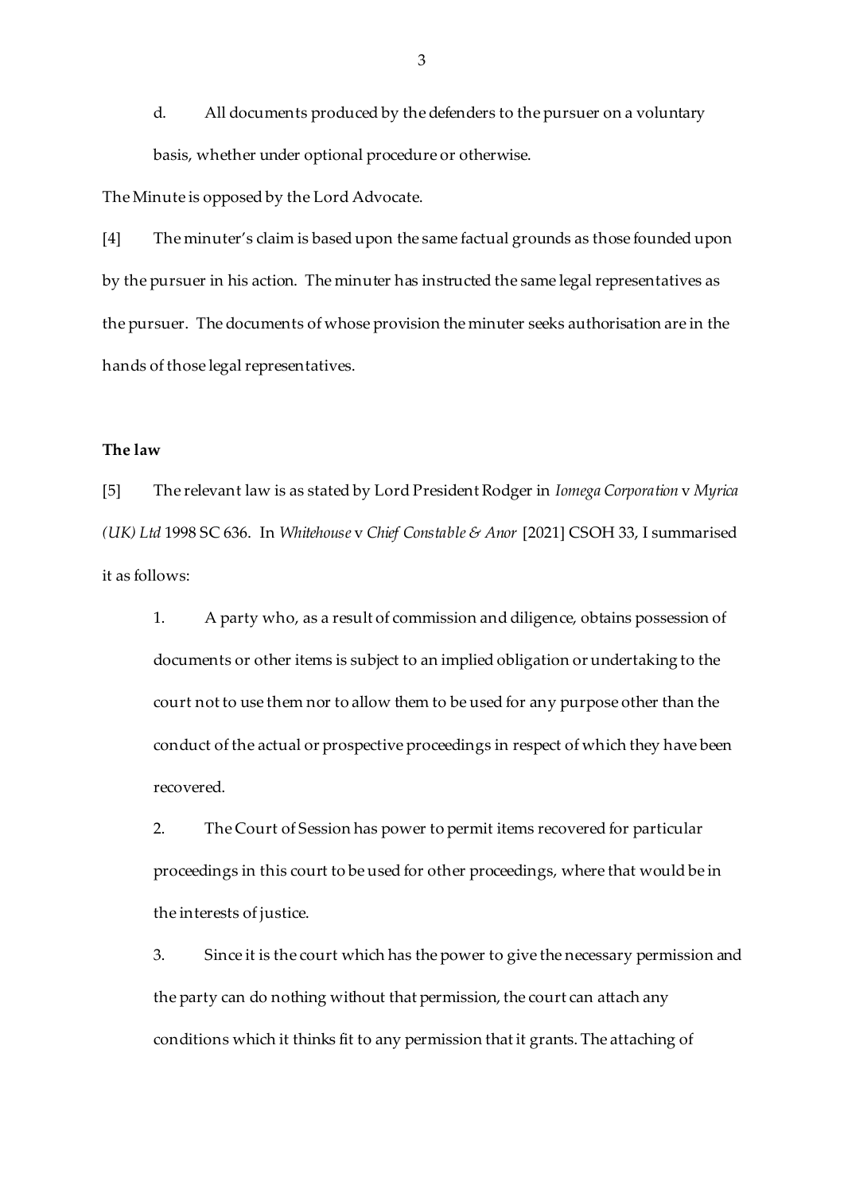d. All documents produced by the defenders to the pursuer on a voluntary basis, whether under optional procedure or otherwise.

The Minute is opposed by the Lord Advocate.

[4] The minuter's claim is based upon the same factual grounds as those founded upon by the pursuer in his action. The minuter has instructed the same legal representatives as the pursuer. The documents of whose provision the minuter seeks authorisation are in the hands of those legal representatives.

**The law**

[5] The relevant law is as stated by Lord President Rodger in *Iomega Corporation* v *Myrica (UK) Ltd* 1998 SC 636. In *Whitehouse* v *Chief Constable & Anor* [2021] CSOH 33, I summarised it as follows:

1. A party who, as a result of commission and diligence, obtains possession of documents or other items is subject to an implied obligation or undertaking to the court not to use them nor to allow them to be used for any purpose other than the conduct of the actual or prospective proceedings in respect of which they have been recovered.

2. The Court of Session has power to permit items recovered for particular proceedings in this court to be used for other proceedings, where that would be in the interests of justice.

3. Since it is the court which has the power to give the necessary permission and the party can do nothing without that permission, the court can attach any conditions which it thinks fit to any permission that it grants. The attaching of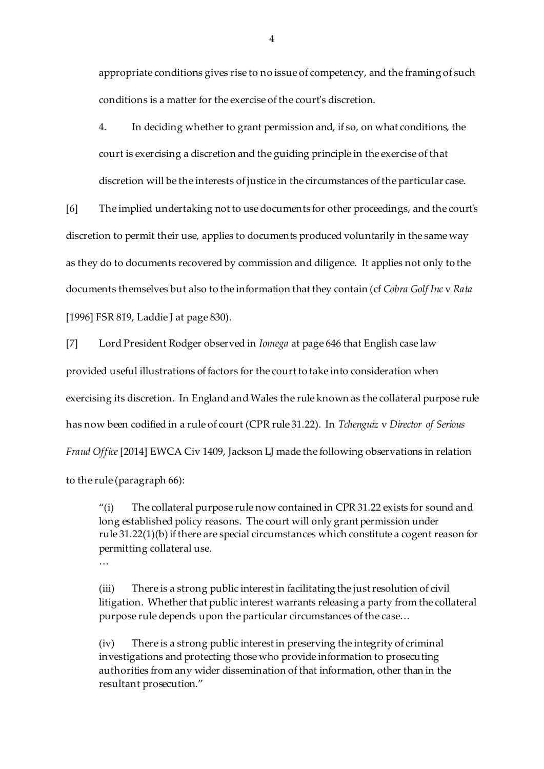appropriate conditions gives rise to no issue of competency, and the framing of such conditions is a matter for the exercise of the court's discretion.

4. In deciding whether to grant permission and, if so, on what conditions, the court is exercising a discretion and the guiding principle in the exercise of that discretion will be the interests of justice in the circumstances of the particular case.

[6] The implied undertaking not to use documents for other proceedings, and the court's discretion to permit their use, applies to documents produced voluntarily in the same way as they do to documents recovered by commission and diligence. It applies not only to the documents themselves but also to the information that they contain (cf *Cobra Golf Inc* v *Rata* [1996] FSR 819, Laddie J at page 830).

[7] Lord President Rodger observed in *Iomega* at page 646 that English case law provided useful illustrations of factors for the court to take into consideration when exercising its discretion. In England and Wales the rule known as the collateral purpose rule has now been codified in a rule of court (CPR rule 31.22). In *Tchenguiz* v *Director of Serious Fraud Office* [2014] EWCA Civ 1409, Jackson LJ made the following observations in relation to the rule (paragraph 66):

> "(i) The collateral purpose rule now contained in CPR 31.22 exists for sound and long established policy reasons. The court will only grant permission under rule 31.22(1)(b) if there are special circumstances which constitute a cogent reason for permitting collateral use.
>
> …
>
> (iii) There is a strong public interest in facilitating the just resolution of civil litigation. Whether that public interest warrants releasing a party from the collateral purpose rule depends upon the particular circumstances of the case…
>
> (iv) There is a strong public interest in preserving the integrity of criminal investigations and protecting those who provide information to prosecuting authorities from any wider dissemination of that information, other than in the resultant prosecution."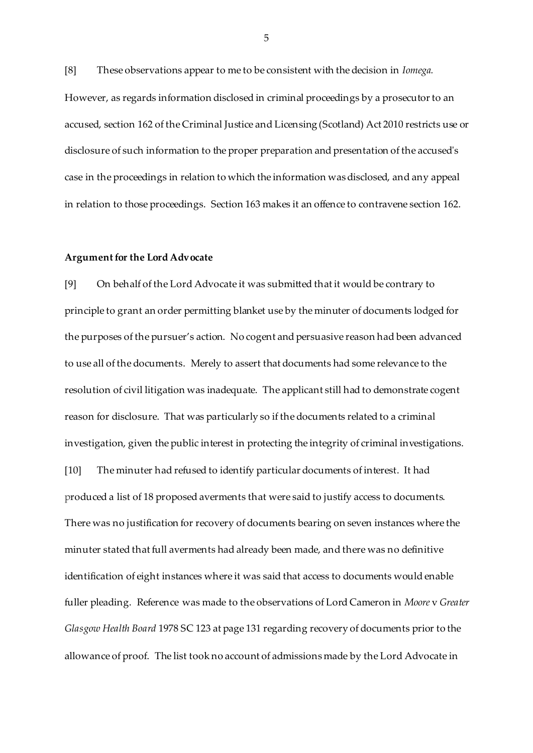[8] These observations appear to me to be consistent with the decision in *Iomega.* However, as regards information disclosed in criminal proceedings by a prosecutor to an accused, section 162 of the Criminal Justice and Licensing (Scotland) Act 2010 restricts use or disclosure of such information to the proper preparation and presentation of the accused's case in the proceedings in relation to which the information was disclosed, and any appeal in relation to those proceedings. Section 163 makes it an offence to contravene section 162.

**Argument for the Lord Advocate**

[9] On behalf of the Lord Advocate it was submitted that it would be contrary to principle to grant an order permitting blanket use by the minuter of documents lodged for the purposes of the pursuer's action. No cogent and persuasive reason had been advanced to use all of the documents. Merely to assert that documents had some relevance to the resolution of civil litigation was inadequate. The applicant still had to demonstrate cogent reason for disclosure. That was particularly so if the documents related to a criminal investigation, given the public interest in protecting the integrity of criminal investigations.

[10] The minuter had refused to identify particular documents of interest. It had produced a list of 18 proposed averments that were said to justify access to documents. There was no justification for recovery of documents bearing on seven instances where the minuter stated that full averments had already been made, and there was no definitive identification of eight instances where it was said that access to documents would enable fuller pleading. Reference was made to the observations of Lord Cameron in *Moore* v *Greater Glasgow Health Board* 1978 SC 123 at page 131 regarding recovery of documents prior to the allowance of proof. The list took no account of admissions made by the Lord Advocate in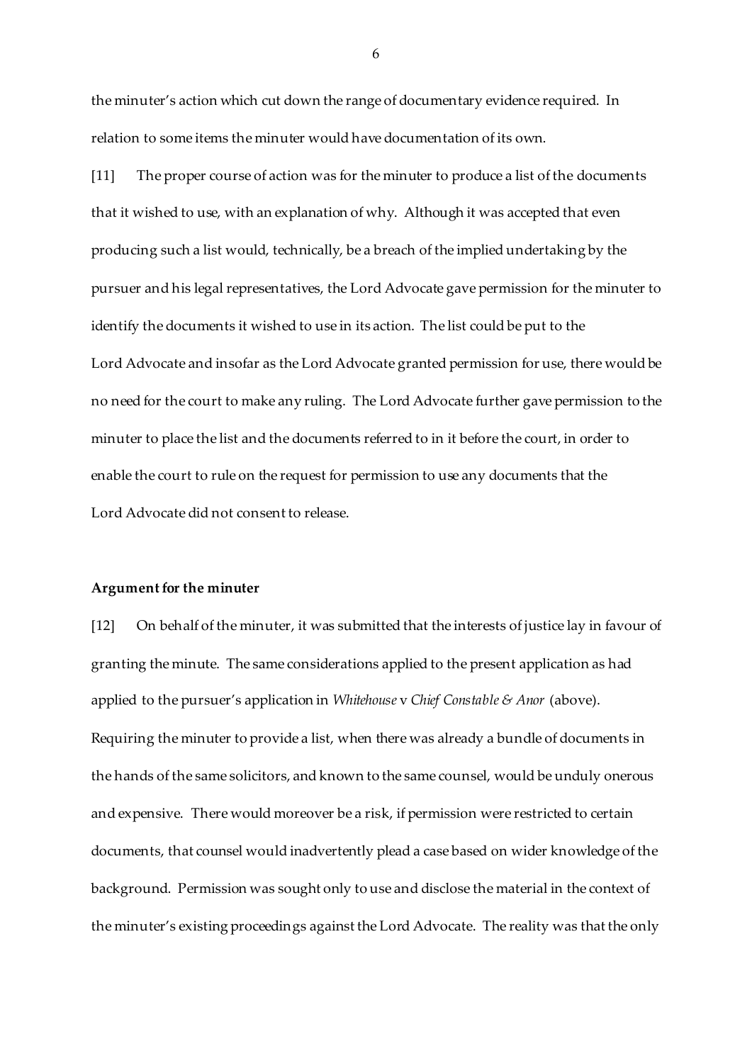the minuter's action which cut down the range of documentary evidence required. In relation to some items the minuter would have documentation of its own.

[11] The proper course of action was for the minuter to produce a list of the documents that it wished to use, with an explanation of why. Although it was accepted that even producing such a list would, technically, be a breach of the implied undertaking by the pursuer and his legal representatives, the Lord Advocate gave permission for the minuter to identify the documents it wished to use in its action. The list could be put to the Lord Advocate and insofar as the Lord Advocate granted permission for use, there would be no need for the court to make any ruling. The Lord Advocate further gave permission to the minuter to place the list and the documents referred to in it before the court, in order to enable the court to rule on the request for permission to use any documents that the Lord Advocate did not consent to release.

**Argument for the minuter**

[12] On behalf of the minuter, it was submitted that the interests of justice lay in favour of granting the minute. The same considerations applied to the present application as had applied to the pursuer's application in *Whitehouse* v *Chief Constable & Anor* (above). Requiring the minuter to provide a list, when there was already a bundle of documents in the hands of the same solicitors, and known to the same counsel, would be unduly onerous and expensive. There would moreover be a risk, if permission were restricted to certain documents, that counsel would inadvertently plead a case based on wider knowledge of the background. Permission was sought only to use and disclose the material in the context of the minuter's existing proceedings against the Lord Advocate. The reality was that the only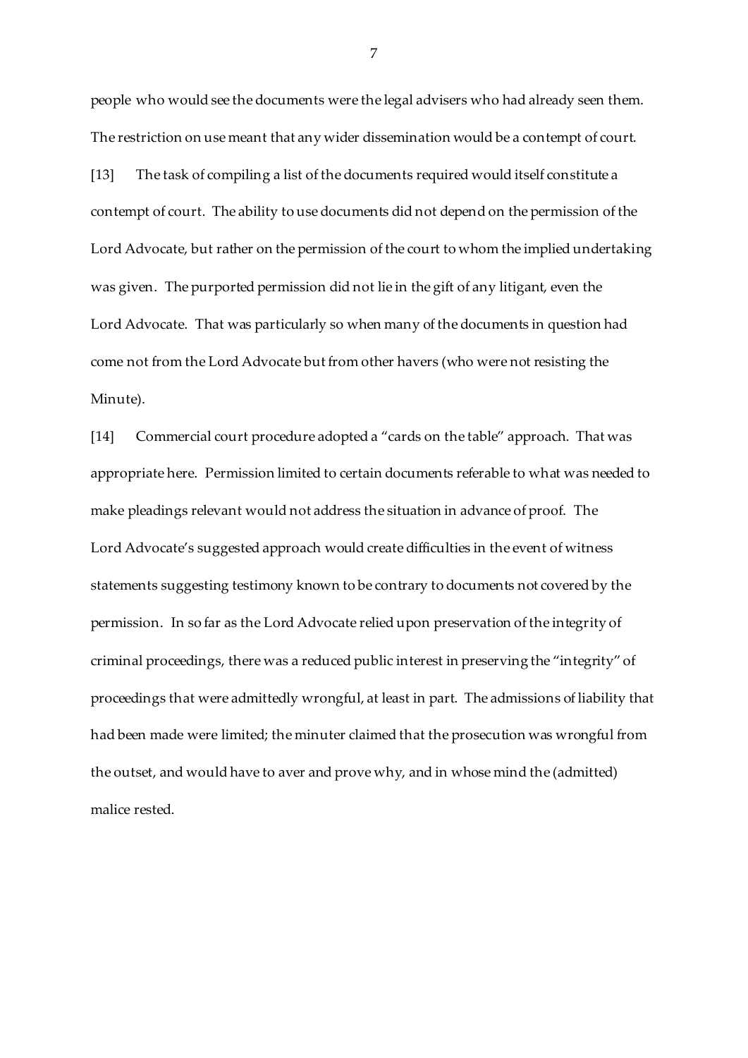people who would see the documents were the legal advisers who had already seen them. The restriction on use meant that any wider dissemination would be a contempt of court.

[13] The task of compiling a list of the documents required would itself constitute a contempt of court. The ability to use documents did not depend on the permission of the Lord Advocate, but rather on the permission of the court to whom the implied undertaking was given. The purported permission did not lie in the gift of any litigant, even the Lord Advocate. That was particularly so when many of the documents in question had come not from the Lord Advocate but from other havers (who were not resisting the Minute).

[14] Commercial court procedure adopted a "cards on the table" approach. That was appropriate here. Permission limited to certain documents referable to what was needed to make pleadings relevant would not address the situation in advance of proof. The Lord Advocate's suggested approach would create difficulties in the event of witness statements suggesting testimony known to be contrary to documents not covered by the permission. In so far as the Lord Advocate relied upon preservation of the integrity of criminal proceedings, there was a reduced public interest in preserving the "integrity" of proceedings that were admittedly wrongful, at least in part. The admissions of liability that had been made were limited; the minuter claimed that the prosecution was wrongful from the outset, and would have to aver and prove why, and in whose mind the (admitted) malice rested.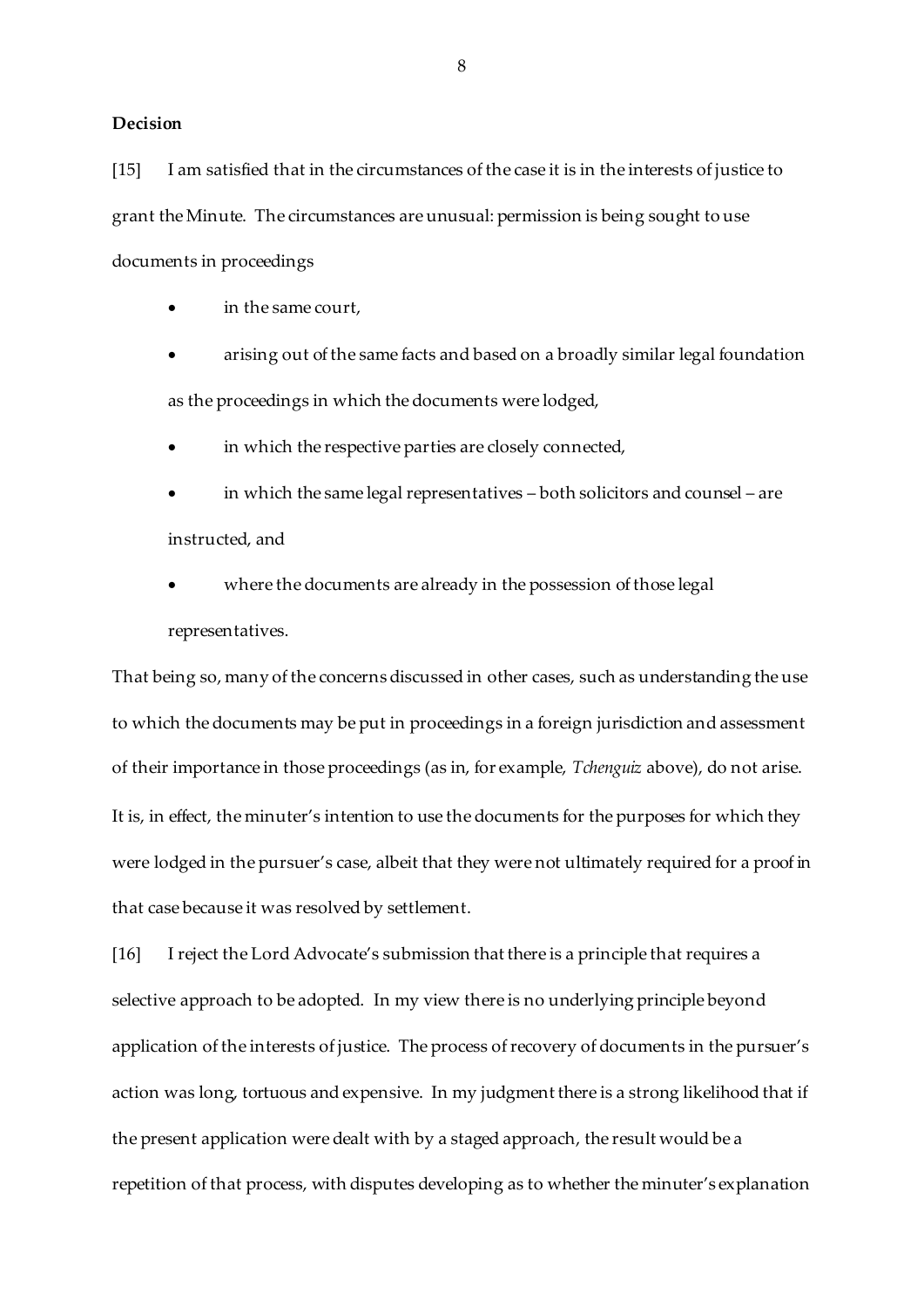**Decision**

[15] I am satisfied that in the circumstances of the case it is in the interests of justice to grant the Minute. The circumstances are unusual: permission is being sought to use documents in proceedings

- in the same court,
- arising out of the same facts and based on a broadly similar legal foundation as the proceedings in which the documents were lodged,
- in which the respective parties are closely connected,
- in which the same legal representatives – both solicitors and counsel – are instructed, and
- where the documents are already in the possession of those legal representatives.

That being so, many of the concerns discussed in other cases, such as understanding the use to which the documents may be put in proceedings in a foreign jurisdiction and assessment of their importance in those proceedings (as in, for example, *Tchenguiz* above), do not arise. It is, in effect, the minuter's intention to use the documents for the purposes for which they were lodged in the pursuer's case, albeit that they were not ultimately required for a proof in that case because it was resolved by settlement.

[16] I reject the Lord Advocate's submission that there is a principle that requires a selective approach to be adopted. In my view there is no underlying principle beyond application of the interests of justice. The process of recovery of documents in the pursuer's action was long, tortuous and expensive. In my judgment there is a strong likelihood that if the present application were dealt with by a staged approach, the result would be a repetition of that process, with disputes developing as to whether the minuter's explanation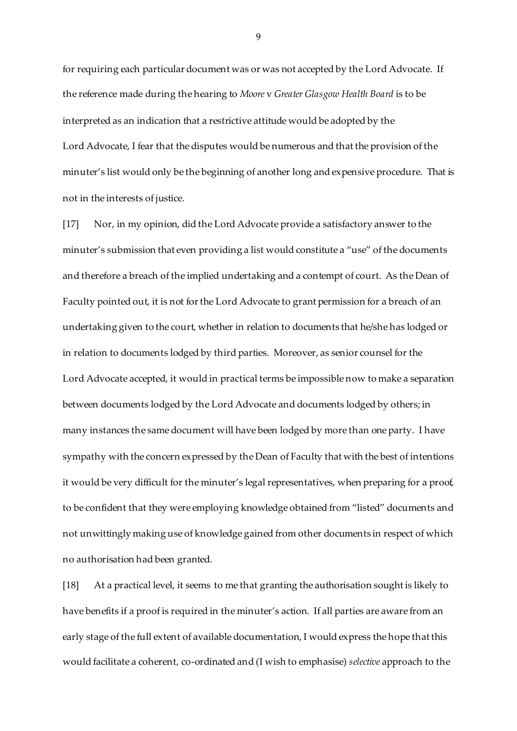for requiring each particular document was or was not accepted by the Lord Advocate. If the reference made during the hearing to *Moore* v *Greater Glasgow Health Board* is to be interpreted as an indication that a restrictive attitude would be adopted by the Lord Advocate, I fear that the disputes would be numerous and that the provision of the minuter's list would only be the beginning of another long and expensive procedure. That is not in the interests of justice.

[17] Nor, in my opinion, did the Lord Advocate provide a satisfactory answer to the minuter's submission that even providing a list would constitute a "use" of the documents and therefore a breach of the implied undertaking and a contempt of court. As the Dean of Faculty pointed out, it is not for the Lord Advocate to grant permission for a breach of an undertaking given to the court, whether in relation to documents that he/she has lodged or in relation to documents lodged by third parties. Moreover, as senior counsel for the Lord Advocate accepted, it would in practical terms be impossible now to make a separation between documents lodged by the Lord Advocate and documents lodged by others; in many instances the same document will have been lodged by more than one party. I have sympathy with the concern expressed by the Dean of Faculty that with the best of intentions it would be very difficult for the minuter's legal representatives, when preparing for a proof, to be confident that they were employing knowledge obtained from "listed" documents and not unwittingly making use of knowledge gained from other documents in respect of which no authorisation had been granted.

[18] At a practical level, it seems to me that granting the authorisation sought is likely to have benefits if a proof is required in the minuter's action. If all parties are aware from an early stage of the full extent of available documentation, I would express the hope that this would facilitate a coherent, co-ordinated and (I wish to emphasise) *selective* approach to the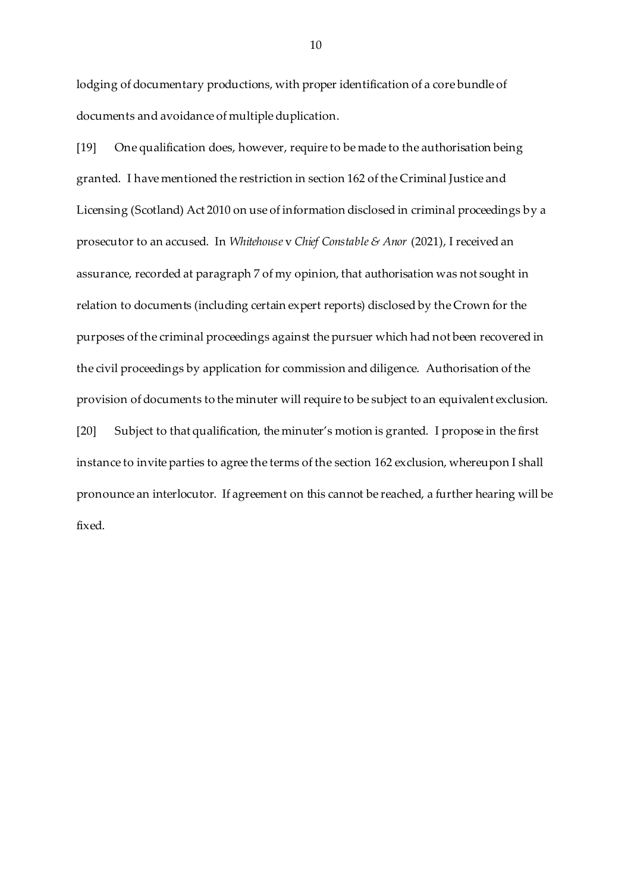lodging of documentary productions, with proper identification of a core bundle of documents and avoidance of multiple duplication.

[19] One qualification does, however, require to be made to the authorisation being granted. I have mentioned the restriction in section 162 of the Criminal Justice and Licensing (Scotland) Act 2010 on use of information disclosed in criminal proceedings by a prosecutor to an accused. In *Whitehouse* v *Chief Constable & Anor* (2021), I received an assurance, recorded at paragraph 7 of my opinion, that authorisation was not sought in relation to documents (including certain expert reports) disclosed by the Crown for the purposes of the criminal proceedings against the pursuer which had not been recovered in the civil proceedings by application for commission and diligence. Authorisation of the provision of documents to the minuter will require to be subject to an equivalent exclusion.

[20] Subject to that qualification, the minuter's motion is granted. I propose in the first instance to invite parties to agree the terms of the section 162 exclusion, whereupon I shall pronounce an interlocutor. If agreement on this cannot be reached, a further hearing will be fixed.